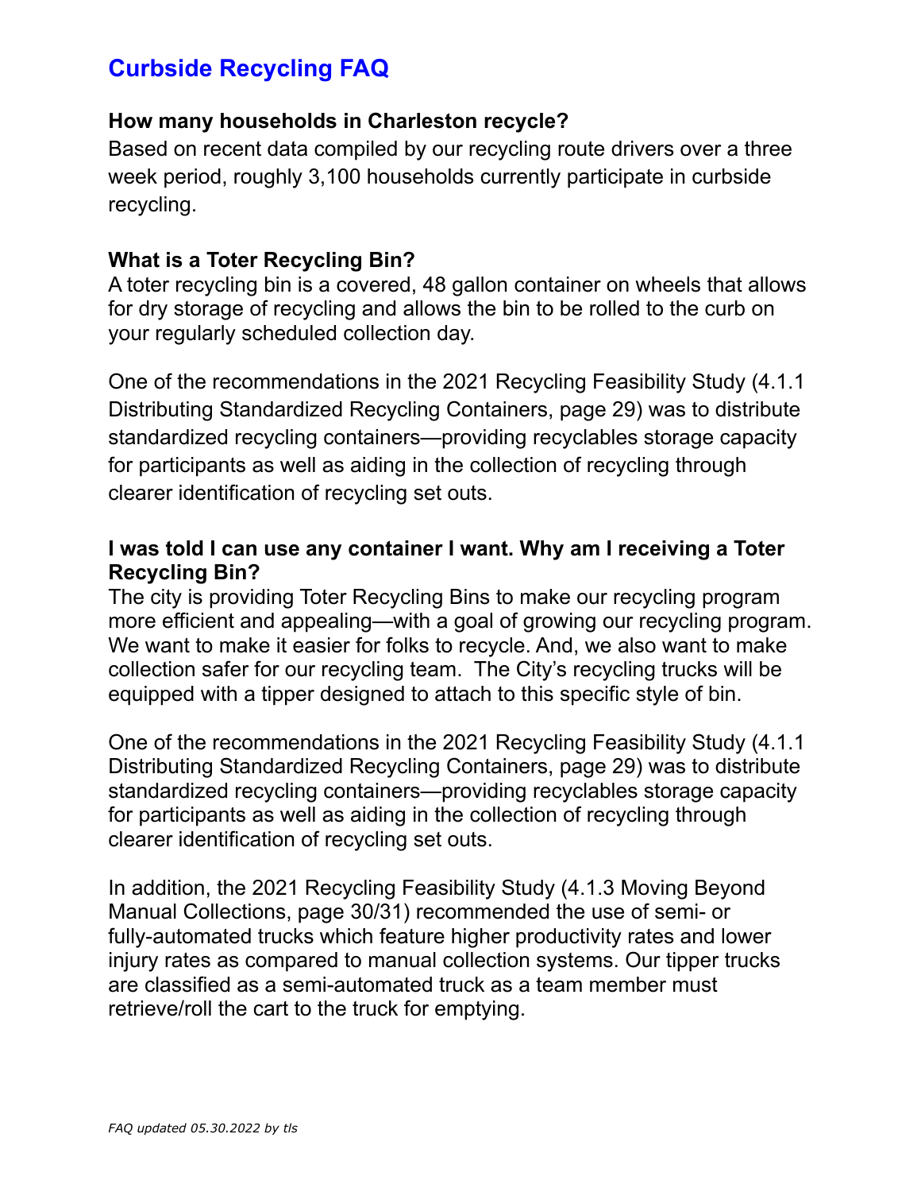# Curbside Recycling FAQ

### How many households in Charleston recycle?

Based on recent data compiled by our recycling route drivers over a three week period, roughly 3,100 households currently participate in curbside recycling.

### What is a Toter Recycling Bin?

A toter recycling bin is a covered, 48 gallon container on wheels that allows for dry storage of recycling and allows the bin to be rolled to the curb on your regularly scheduled collection day.

One of the recommendations in the 2021 Recycling Feasibility Study (4.1.1 Distributing Standardized Recycling Containers, page 29) was to distribute standardized recycling containers—providing recyclables storage capacity for participants as well as aiding in the collection of recycling through clearer identification of recycling set outs.

### I was told I can use any container I want. Why am I receiving a Toter Recycling Bin?

The city is providing Toter Recycling Bins to make our recycling program more efficient and appealing—with a goal of growing our recycling program. We want to make it easier for folks to recycle. And, we also want to make collection safer for our recycling team. The City's recycling trucks will be equipped with a tipper designed to attach to this specific style of bin.

One of the recommendations in the 2021 Recycling Feasibility Study (4.1.1 Distributing Standardized Recycling Containers, page 29) was to distribute standardized recycling containers—providing recyclables storage capacity for participants as well as aiding in the collection of recycling through clearer identification of recycling set outs.

In addition, the 2021 Recycling Feasibility Study (4.1.3 Moving Beyond Manual Collections, page 30/31) recommended the use of semi- or fully-automated trucks which feature higher productivity rates and lower injury rates as compared to manual collection systems. Our tipper trucks are classified as a semi-automated truck as a team member must retrieve/roll the cart to the truck for emptying.

*FAQ updated 05.30.2022 by tls*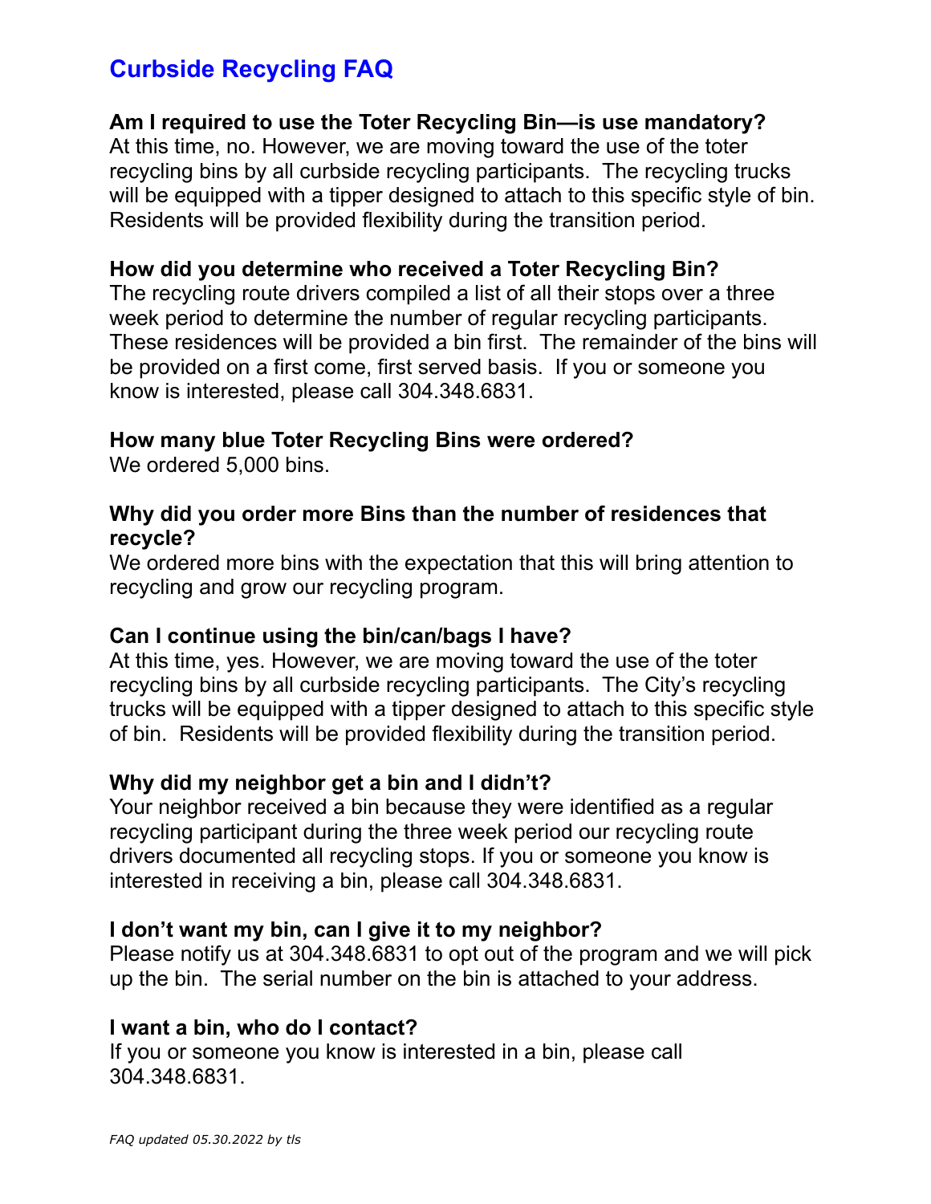# Curbside Recycling FAQ

**Am I required to use the Toter Recycling Bin—is use mandatory?**
At this time, no. However, we are moving toward the use of the toter recycling bins by all curbside recycling participants. The recycling trucks will be equipped with a tipper designed to attach to this specific style of bin. Residents will be provided flexibility during the transition period.

**How did you determine who received a Toter Recycling Bin?**
The recycling route drivers compiled a list of all their stops over a three week period to determine the number of regular recycling participants. These residences will be provided a bin first. The remainder of the bins will be provided on a first come, first served basis. If you or someone you know is interested, please call 304.348.6831.

**How many blue Toter Recycling Bins were ordered?**
We ordered 5,000 bins.

**Why did you order more Bins than the number of residences that recycle?**
We ordered more bins with the expectation that this will bring attention to recycling and grow our recycling program.

**Can I continue using the bin/can/bags I have?**
At this time, yes. However, we are moving toward the use of the toter recycling bins by all curbside recycling participants. The City's recycling trucks will be equipped with a tipper designed to attach to this specific style of bin. Residents will be provided flexibility during the transition period.

**Why did my neighbor get a bin and I didn't?**
Your neighbor received a bin because they were identified as a regular recycling participant during the three week period our recycling route drivers documented all recycling stops. If you or someone you know is interested in receiving a bin, please call 304.348.6831.

**I don't want my bin, can I give it to my neighbor?**
Please notify us at 304.348.6831 to opt out of the program and we will pick up the bin. The serial number on the bin is attached to your address.

**I want a bin, who do I contact?**
If you or someone you know is interested in a bin, please call 304.348.6831.

*FAQ updated 05.30.2022 by tls*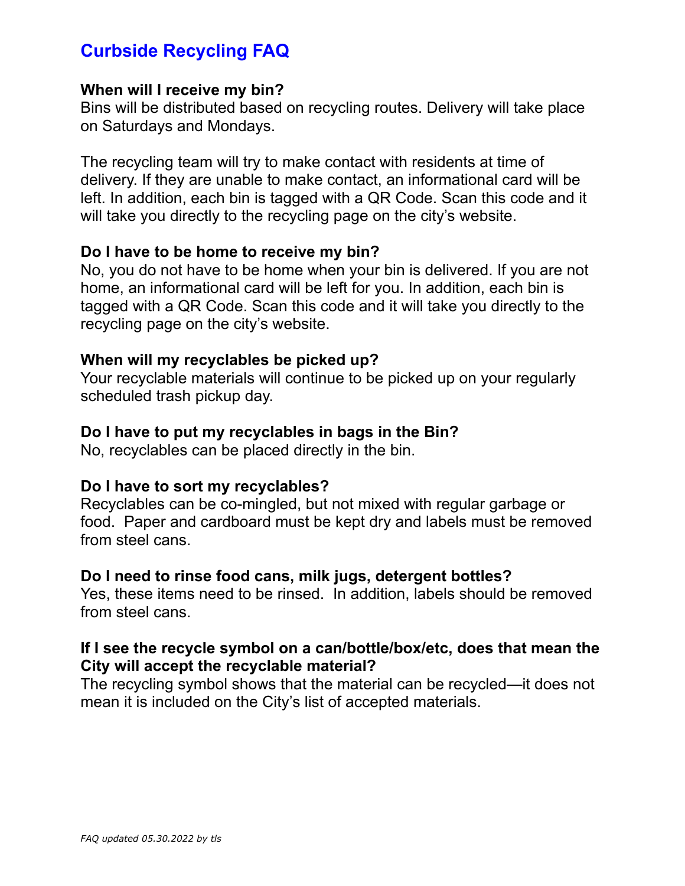# Curbside Recycling FAQ

**When will I receive my bin?**

Bins will be distributed based on recycling routes. Delivery will take place on Saturdays and Mondays.

The recycling team will try to make contact with residents at time of delivery. If they are unable to make contact, an informational card will be left. In addition, each bin is tagged with a QR Code. Scan this code and it will take you directly to the recycling page on the city's website.

**Do I have to be home to receive my bin?**

No, you do not have to be home when your bin is delivered. If you are not home, an informational card will be left for you. In addition, each bin is tagged with a QR Code. Scan this code and it will take you directly to the recycling page on the city's website.

**When will my recyclables be picked up?**

Your recyclable materials will continue to be picked up on your regularly scheduled trash pickup day.

**Do I have to put my recyclables in bags in the Bin?**

No, recyclables can be placed directly in the bin.

**Do I have to sort my recyclables?**

Recyclables can be co-mingled, but not mixed with regular garbage or food. Paper and cardboard must be kept dry and labels must be removed from steel cans.

**Do I need to rinse food cans, milk jugs, detergent bottles?**

Yes, these items need to be rinsed. In addition, labels should be removed from steel cans.

**If I see the recycle symbol on a can/bottle/box/etc, does that mean the City will accept the recyclable material?**

The recycling symbol shows that the material can be recycled—it does not mean it is included on the City's list of accepted materials.

*FAQ updated 05.30.2022 by tls*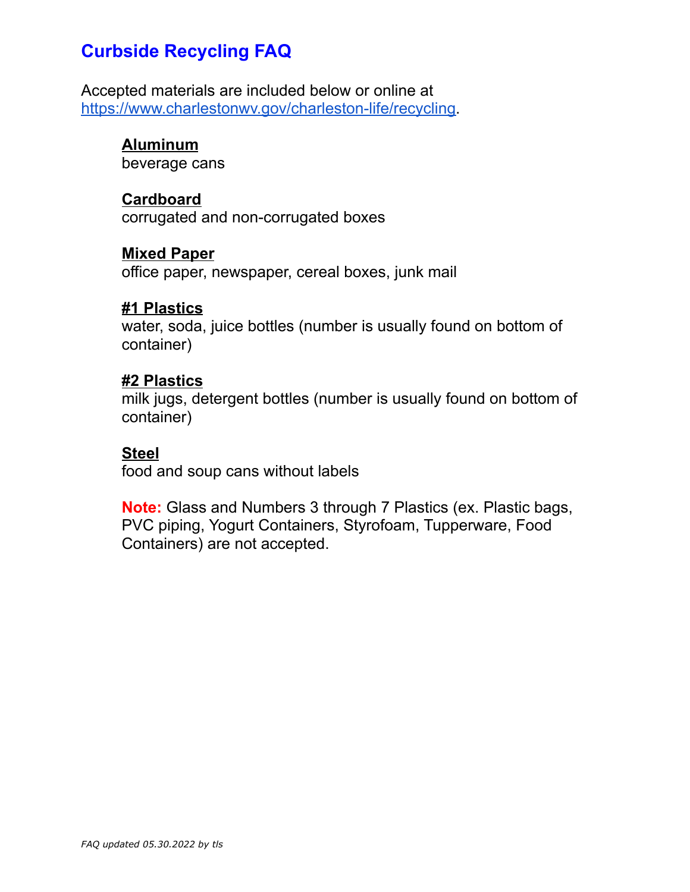## Curbside Recycling FAQ

Accepted materials are included below or online at https://www.charlestonwv.gov/charleston-life/recycling.

**Aluminum**
beverage cans

**Cardboard**
corrugated and non-corrugated boxes

**Mixed Paper**
office paper, newspaper, cereal boxes, junk mail

**#1 Plastics**
water, soda, juice bottles (number is usually found on bottom of container)

**#2 Plastics**
milk jugs, detergent bottles (number is usually found on bottom of container)

**Steel**
food and soup cans without labels

**Note:** Glass and Numbers 3 through 7 Plastics (ex. Plastic bags, PVC piping, Yogurt Containers, Styrofoam, Tupperware, Food Containers) are not accepted.

*FAQ updated 05.30.2022 by tls*